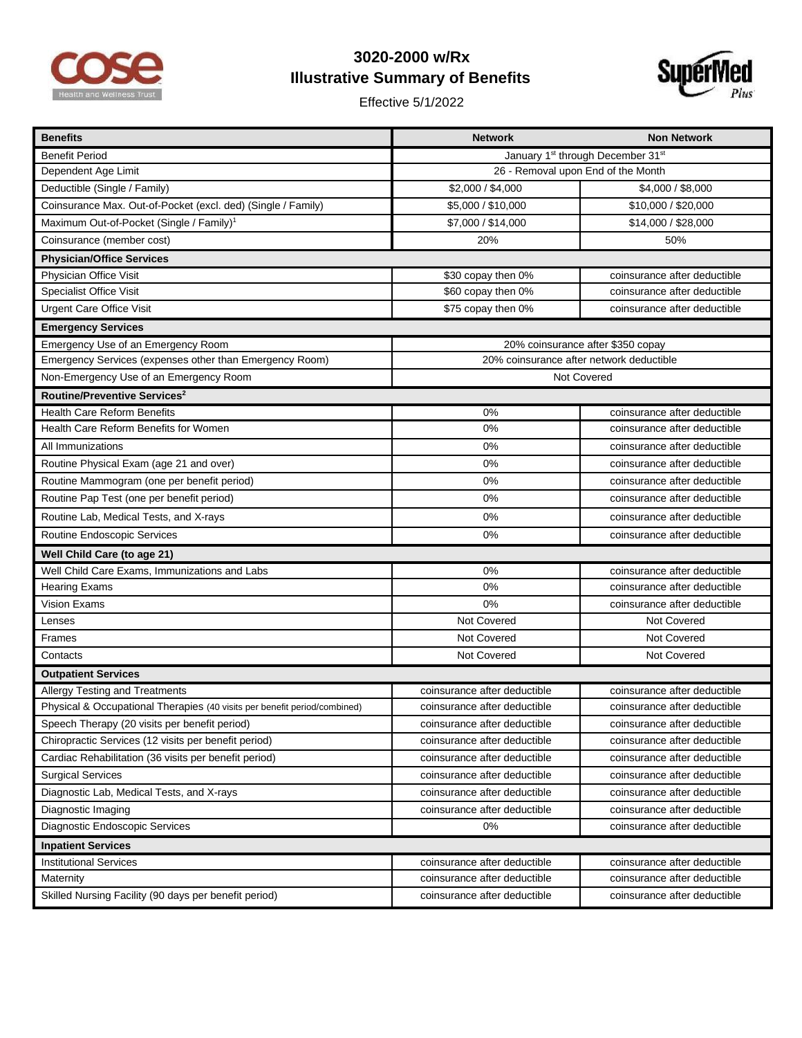# 3020-2000 w/Rx
## Illustrative Summary of Benefits

Effective 5/1/2022

| Benefits | Network | Non Network |
|---|---|---|
| Benefit Period | January 1st through December 31st | |
| Dependent Age Limit | 26 - Removal upon End of the Month | |
| Deductible (Single / Family) | $2,000 / $4,000 | $4,000 / $8,000 |
| Coinsurance Max. Out-of-Pocket (excl. ded) (Single / Family) | $5,000 / $10,000 | $10,000 / $20,000 |
| Maximum Out-of-Pocket (Single / Family)[1] | $7,000 / $14,000 | $14,000 / $28,000 |
| Coinsurance (member cost) | 20% | 50% |
| **Physician/Office Services** | | |
| Physician Office Visit | $30 copay then 0% | coinsurance after deductible |
| Specialist Office Visit | $60 copay then 0% | coinsurance after deductible |
| Urgent Care Office Visit | $75 copay then 0% | coinsurance after deductible |
| **Emergency Services** | | |
| Emergency Use of an Emergency Room | 20% coinsurance after $350 copay | |
| Emergency Services (expenses other than Emergency Room) | 20% coinsurance after network deductible | |
| Non-Emergency Use of an Emergency Room | Not Covered | |
| **Routine/Preventive Services[2]** | | |
| Health Care Reform Benefits | 0% | coinsurance after deductible |
| Health Care Reform Benefits for Women | 0% | coinsurance after deductible |
| All Immunizations | 0% | coinsurance after deductible |
| Routine Physical Exam (age 21 and over) | 0% | coinsurance after deductible |
| Routine Mammogram (one per benefit period) | 0% | coinsurance after deductible |
| Routine Pap Test (one per benefit period) | 0% | coinsurance after deductible |
| Routine Lab, Medical Tests, and X-rays | 0% | coinsurance after deductible |
| Routine Endoscopic Services | 0% | coinsurance after deductible |
| **Well Child Care (to age 21)** | | |
| Well Child Care Exams, Immunizations and Labs | 0% | coinsurance after deductible |
| Hearing Exams | 0% | coinsurance after deductible |
| Vision Exams | 0% | coinsurance after deductible |
| Lenses | Not Covered | Not Covered |
| Frames | Not Covered | Not Covered |
| Contacts | Not Covered | Not Covered |
| **Outpatient Services** | | |
| Allergy Testing and Treatments | coinsurance after deductible | coinsurance after deductible |
| Physical & Occupational Therapies (40 visits per benefit period/combined) | coinsurance after deductible | coinsurance after deductible |
| Speech Therapy (20 visits per benefit period) | coinsurance after deductible | coinsurance after deductible |
| Chiropractic Services (12 visits per benefit period) | coinsurance after deductible | coinsurance after deductible |
| Cardiac Rehabilitation (36 visits per benefit period) | coinsurance after deductible | coinsurance after deductible |
| Surgical Services | coinsurance after deductible | coinsurance after deductible |
| Diagnostic Lab, Medical Tests, and X-rays | coinsurance after deductible | coinsurance after deductible |
| Diagnostic Imaging | coinsurance after deductible | coinsurance after deductible |
| Diagnostic Endoscopic Services | 0% | coinsurance after deductible |
| **Inpatient Services** | | |
| Institutional Services | coinsurance after deductible | coinsurance after deductible |
| Maternity | coinsurance after deductible | coinsurance after deductible |
| Skilled Nursing Facility (90 days per benefit period) | coinsurance after deductible | coinsurance after deductible |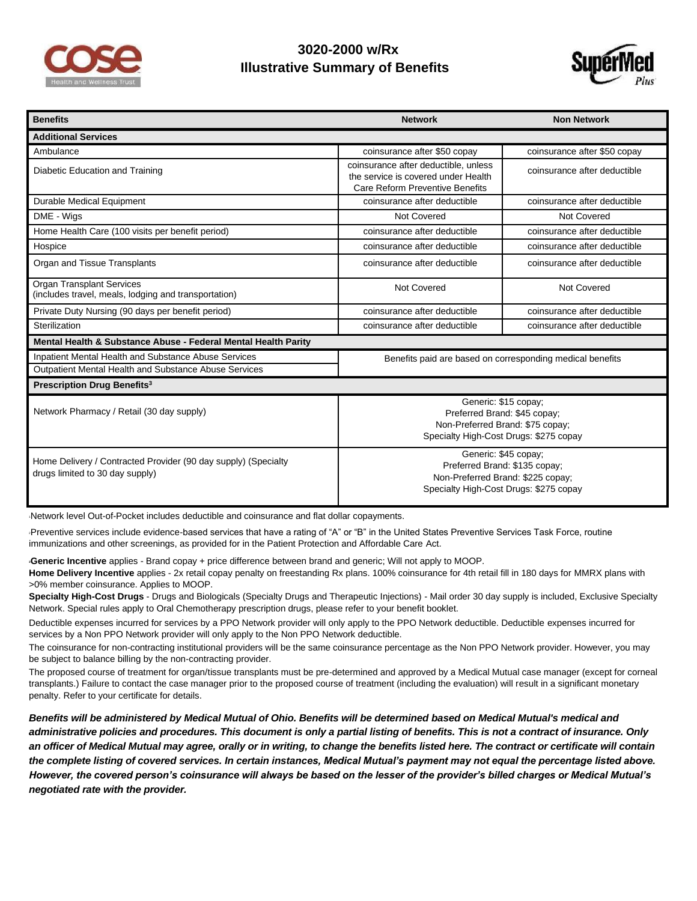# 3020-2000 w/Rx
## Illustrative Summary of Benefits

| Benefits | Network | Non Network |
|---|---|---|
| **Additional Services** | | |
| Ambulance | coinsurance after $50 copay | coinsurance after $50 copay |
| Diabetic Education and Training | coinsurance after deductible, unless the service is covered under Health Care Reform Preventive Benefits | coinsurance after deductible |
| Durable Medical Equipment | coinsurance after deductible | coinsurance after deductible |
| DME - Wigs | Not Covered | Not Covered |
| Home Health Care (100 visits per benefit period) | coinsurance after deductible | coinsurance after deductible |
| Hospice | coinsurance after deductible | coinsurance after deductible |
| Organ and Tissue Transplants | coinsurance after deductible | coinsurance after deductible |
| Organ Transplant Services (includes travel, meals, lodging and transportation) | Not Covered | Not Covered |
| Private Duty Nursing (90 days per benefit period) | coinsurance after deductible | coinsurance after deductible |
| Sterilization | coinsurance after deductible | coinsurance after deductible |
| **Mental Health & Substance Abuse - Federal Mental Health Parity** | | |
| Inpatient Mental Health and Substance Abuse Services | Benefits paid are based on corresponding medical benefits | |
| Outpatient Mental Health and Substance Abuse Services | | |
| **Prescription Drug Benefits[3]** | | |
| Network Pharmacy / Retail (30 day supply) | Generic: $15 copay; Preferred Brand: $45 copay; Non-Preferred Brand: $75 copay; Specialty High-Cost Drugs: $275 copay | |
| Home Delivery / Contracted Provider (90 day supply) (Specialty drugs limited to 30 day supply) | Generic: $45 copay; Preferred Brand: $135 copay; Non-Preferred Brand: $225 copay; Specialty High-Cost Drugs: $275 copay | |

[1]Network level Out-of-Pocket includes deductible and coinsurance and flat dollar copayments.

[2]Preventive services include evidence-based services that have a rating of "A" or "B" in the United States Preventive Services Task Force, routine immunizations and other screenings, as provided for in the Patient Protection and Affordable Care Act.

[3]**Generic Incentive** applies - Brand copay + price difference between brand and generic; Will not apply to MOOP.
**Home Delivery Incentive** applies - 2x retail copay penalty on freestanding Rx plans. 100% coinsurance for 4th retail fill in 180 days for MMRX plans with >0% member coinsurance. Applies to MOOP.
**Specialty High-Cost Drugs** - Drugs and Biologicals (Specialty Drugs and Therapeutic Injections) - Mail order 30 day supply is included, Exclusive Specialty Network. Special rules apply to Oral Chemotherapy prescription drugs, please refer to your benefit booklet.

Deductible expenses incurred for services by a PPO Network provider will only apply to the PPO Network deductible. Deductible expenses incurred for services by a Non PPO Network provider will only apply to the Non PPO Network deductible.

The coinsurance for non-contracting institutional providers will be the same coinsurance percentage as the Non PPO Network provider. However, you may be subject to balance billing by the non-contracting provider.

The proposed course of treatment for organ/tissue transplants must be pre-determined and approved by a Medical Mutual case manager (except for corneal transplants.) Failure to contact the case manager prior to the proposed course of treatment (including the evaluation) will result in a significant monetary penalty. Refer to your certificate for details.

***Benefits will be administered by Medical Mutual of Ohio. Benefits will be determined based on Medical Mutual's medical and administrative policies and procedures. This document is only a partial listing of benefits. This is not a contract of insurance. Only an officer of Medical Mutual may agree, orally or in writing, to change the benefits listed here. The contract or certificate will contain the complete listing of covered services. In certain instances, Medical Mutual's payment may not equal the percentage listed above. However, the covered person's coinsurance will always be based on the lesser of the provider's billed charges or Medical Mutual's negotiated rate with the provider.***